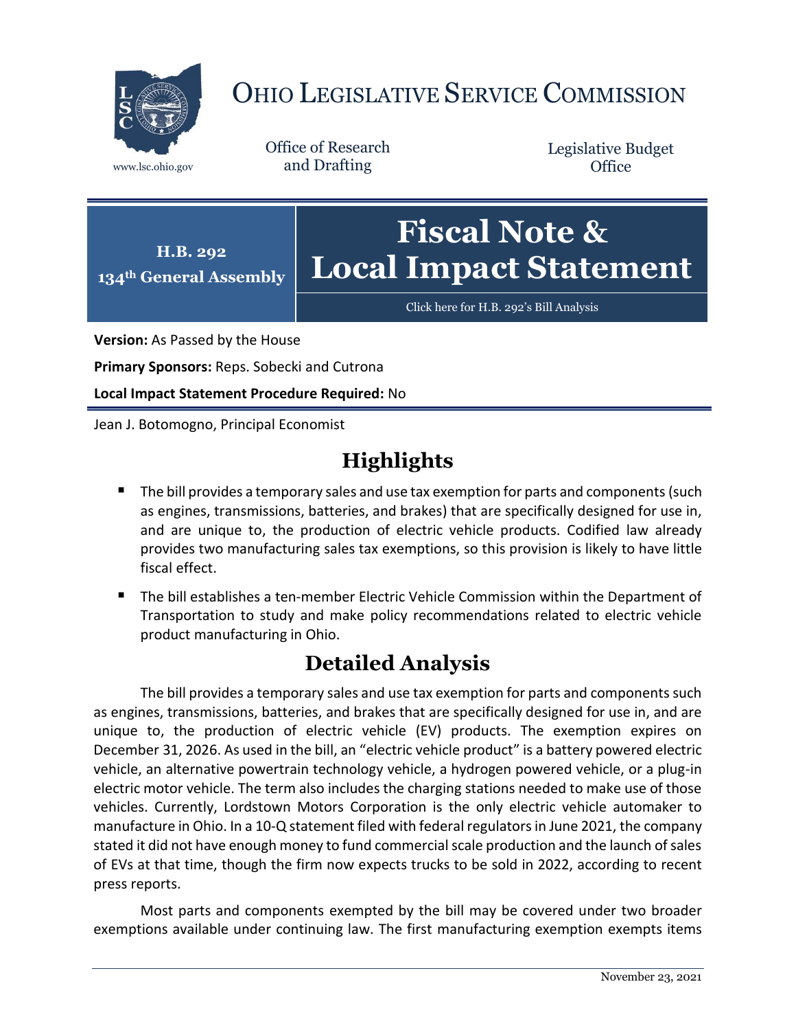# OHIO LEGISLATIVE SERVICE COMMISSION

www.lsc.ohio.gov

Office of Research and Drafting

Legislative Budget Office

**H.B. 292**
**134th General Assembly**

# Fiscal Note & Local Impact Statement

Click here for H.B. 292's Bill Analysis

**Version:** As Passed by the House

**Primary Sponsors:** Reps. Sobecki and Cutrona

**Local Impact Statement Procedure Required:** No

Jean J. Botomogno, Principal Economist

## Highlights

- The bill provides a temporary sales and use tax exemption for parts and components (such as engines, transmissions, batteries, and brakes) that are specifically designed for use in, and are unique to, the production of electric vehicle products. Codified law already provides two manufacturing sales tax exemptions, so this provision is likely to have little fiscal effect.
- The bill establishes a ten-member Electric Vehicle Commission within the Department of Transportation to study and make policy recommendations related to electric vehicle product manufacturing in Ohio.

## Detailed Analysis

The bill provides a temporary sales and use tax exemption for parts and components such as engines, transmissions, batteries, and brakes that are specifically designed for use in, and are unique to, the production of electric vehicle (EV) products. The exemption expires on December 31, 2026. As used in the bill, an "electric vehicle product" is a battery powered electric vehicle, an alternative powertrain technology vehicle, a hydrogen powered vehicle, or a plug-in electric motor vehicle. The term also includes the charging stations needed to make use of those vehicles. Currently, Lordstown Motors Corporation is the only electric vehicle automaker to manufacture in Ohio. In a 10-Q statement filed with federal regulators in June 2021, the company stated it did not have enough money to fund commercial scale production and the launch of sales of EVs at that time, though the firm now expects trucks to be sold in 2022, according to recent press reports.

Most parts and components exempted by the bill may be covered under two broader exemptions available under continuing law. The first manufacturing exemption exempts items

November 23, 2021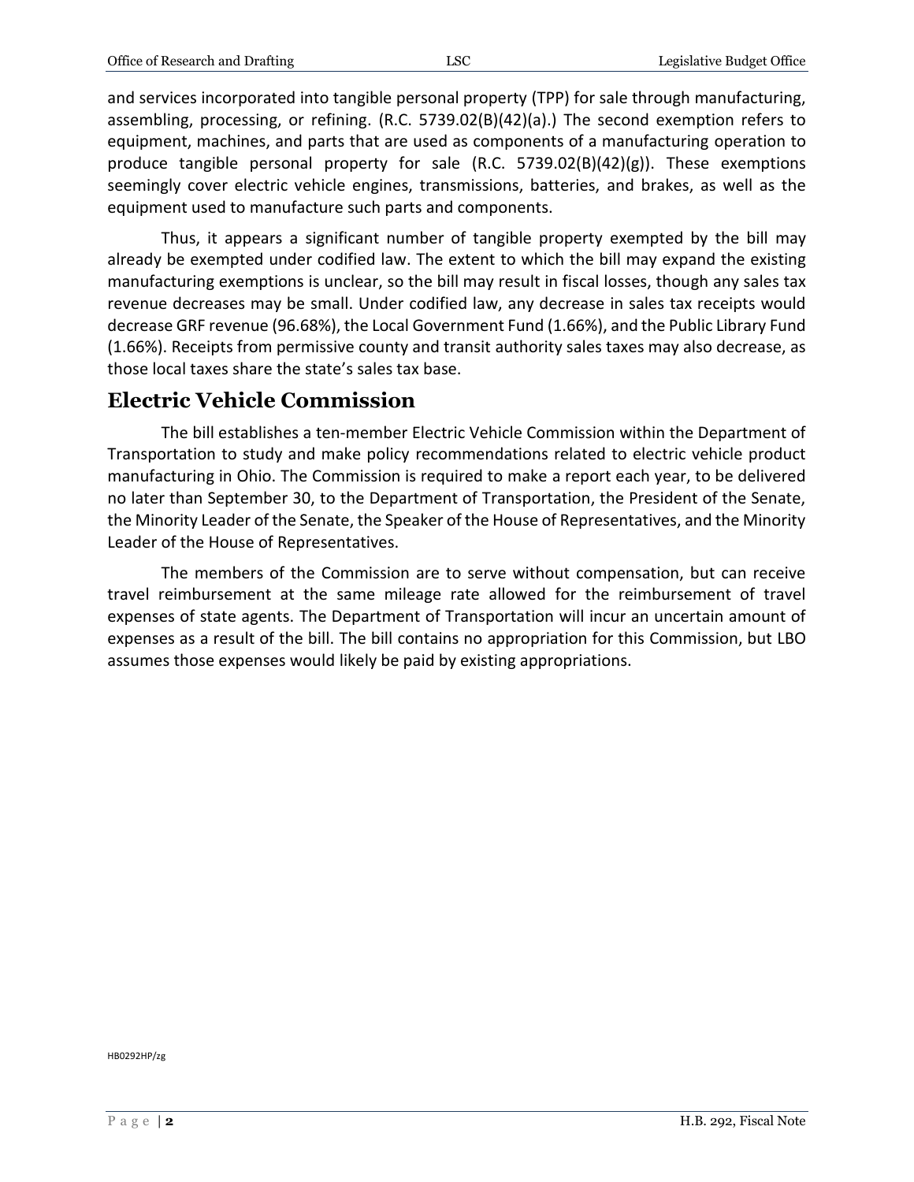and services incorporated into tangible personal property (TPP) for sale through manufacturing, assembling, processing, or refining. (R.C. 5739.02(B)(42)(a).) The second exemption refers to equipment, machines, and parts that are used as components of a manufacturing operation to produce tangible personal property for sale (R.C. 5739.02(B)(42)(g)). These exemptions seemingly cover electric vehicle engines, transmissions, batteries, and brakes, as well as the equipment used to manufacture such parts and components.

Thus, it appears a significant number of tangible property exempted by the bill may already be exempted under codified law. The extent to which the bill may expand the existing manufacturing exemptions is unclear, so the bill may result in fiscal losses, though any sales tax revenue decreases may be small. Under codified law, any decrease in sales tax receipts would decrease GRF revenue (96.68%), the Local Government Fund (1.66%), and the Public Library Fund (1.66%). Receipts from permissive county and transit authority sales taxes may also decrease, as those local taxes share the state's sales tax base.

## Electric Vehicle Commission

The bill establishes a ten-member Electric Vehicle Commission within the Department of Transportation to study and make policy recommendations related to electric vehicle product manufacturing in Ohio. The Commission is required to make a report each year, to be delivered no later than September 30, to the Department of Transportation, the President of the Senate, the Minority Leader of the Senate, the Speaker of the House of Representatives, and the Minority Leader of the House of Representatives.

The members of the Commission are to serve without compensation, but can receive travel reimbursement at the same mileage rate allowed for the reimbursement of travel expenses of state agents. The Department of Transportation will incur an uncertain amount of expenses as a result of the bill. The bill contains no appropriation for this Commission, but LBO assumes those expenses would likely be paid by existing appropriations.

HB0292HP/zg